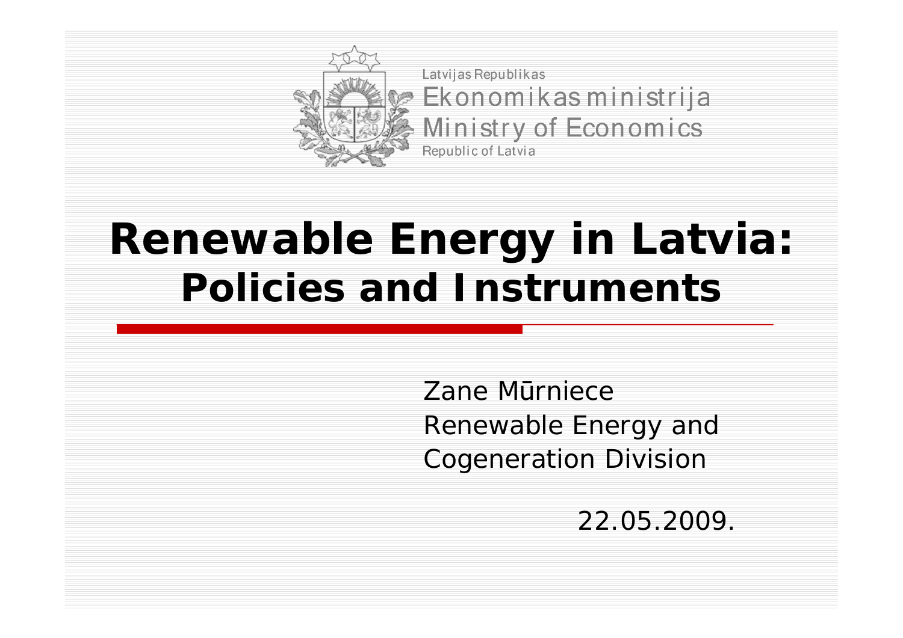Latvijas Republikas
Ekonomikas ministrija
Ministry of Economics
Republic of Latvia

# Renewable Energy in Latvia: Policies and Instruments

Zane Mūrniece
Renewable Energy and
Cogeneration Division

22.05.2009.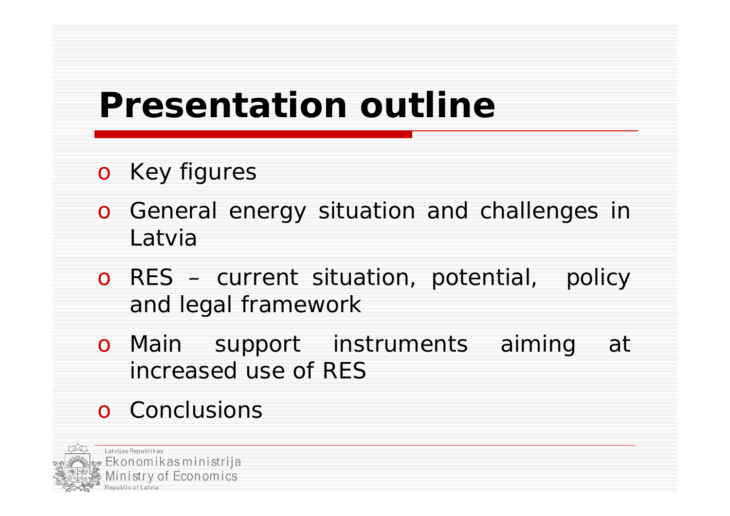# Presentation outline

- Key figures
- General energy situation and challenges in Latvia
- RES – current situation, potential, policy and legal framework
- Main support instruments aiming at increased use of RES
- Conclusions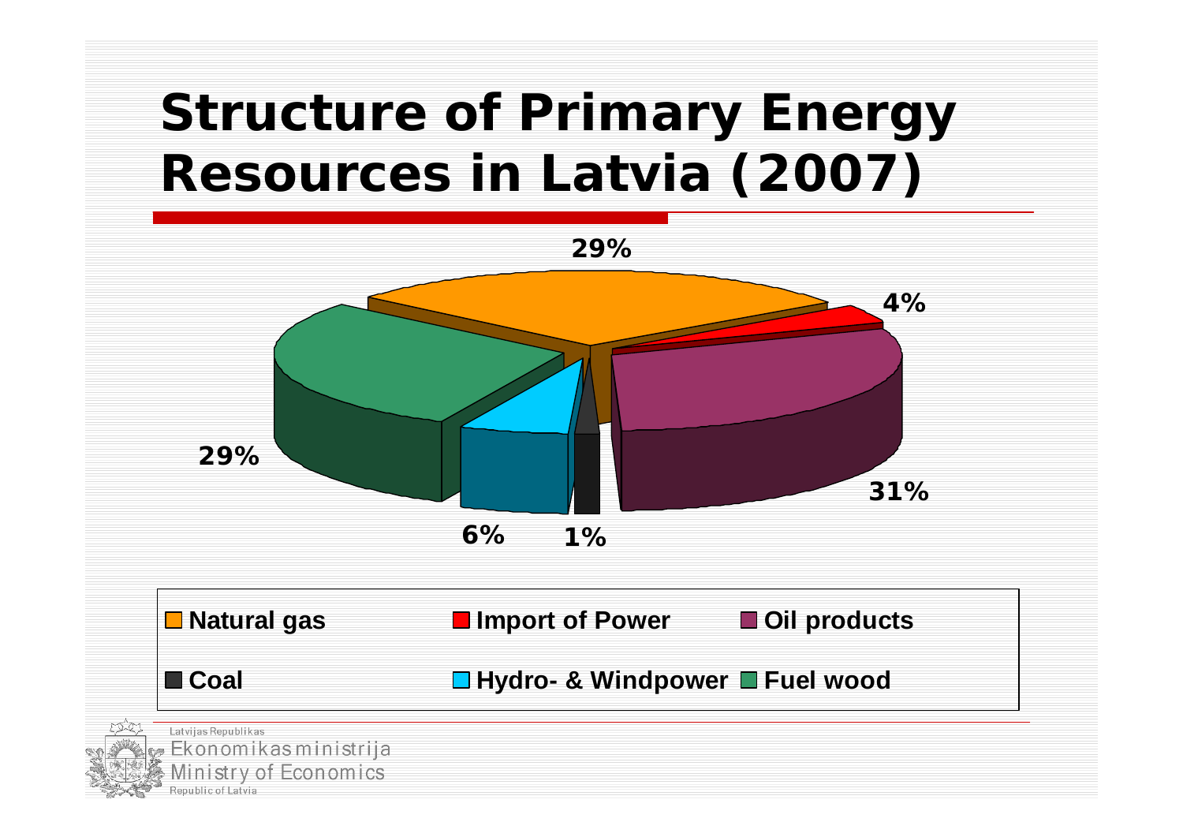# Structure of Primary Energy Resources in Latvia (2007)

| Resource | Share |
| --- | --- |
| Natural gas | 29% |
| Import of Power | 4% |
| Oil products | 31% |
| Coal | 1% |
| Hydro- & Windpower | 6% |
| Fuel wood | 29% |

Latvijas Republikas
Ekonomikas ministrija
Ministry of Economics
Republic of Latvia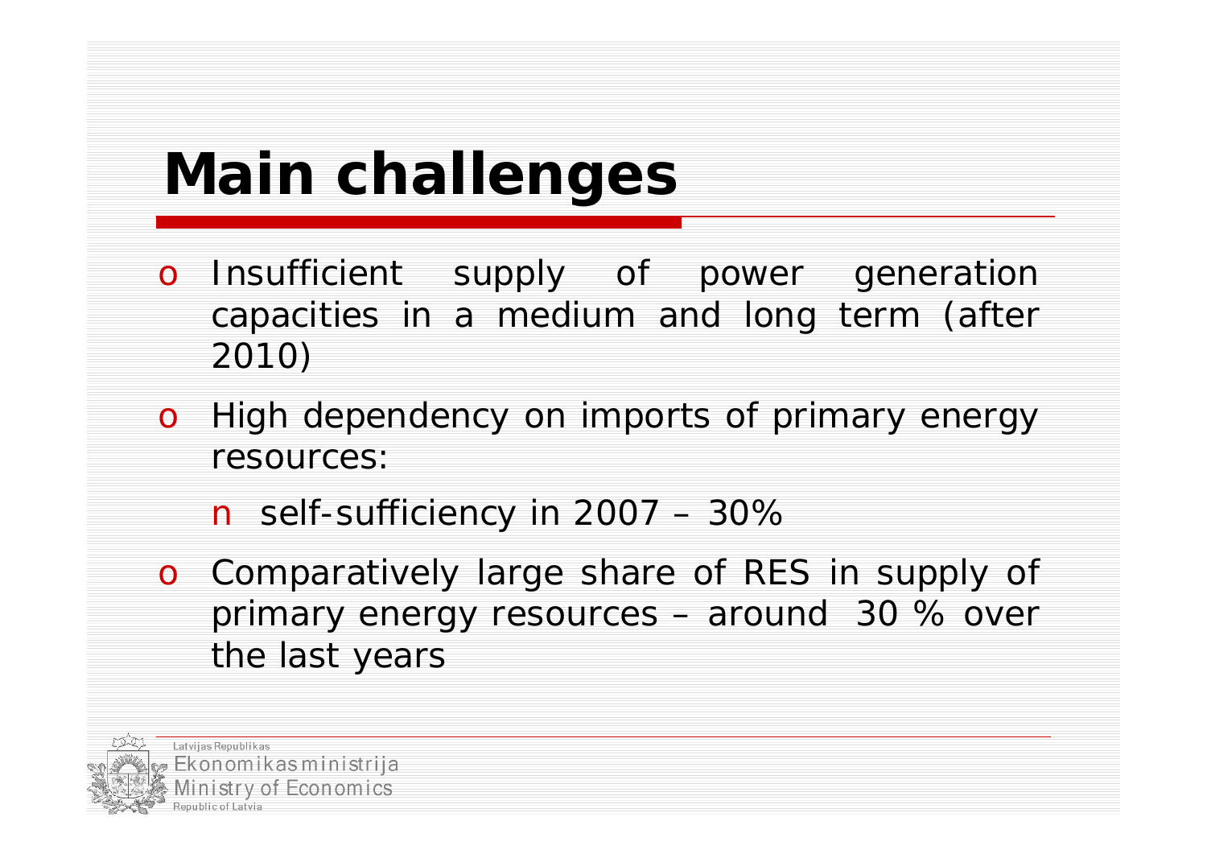# Main challenges

- Insufficient supply of power generation capacities in a medium and long term (after 2010)
- High dependency on imports of primary energy resources:
  - self-sufficiency in 2007 – 30%
- Comparatively large share of RES in supply of primary energy resources – around 30 % over the last years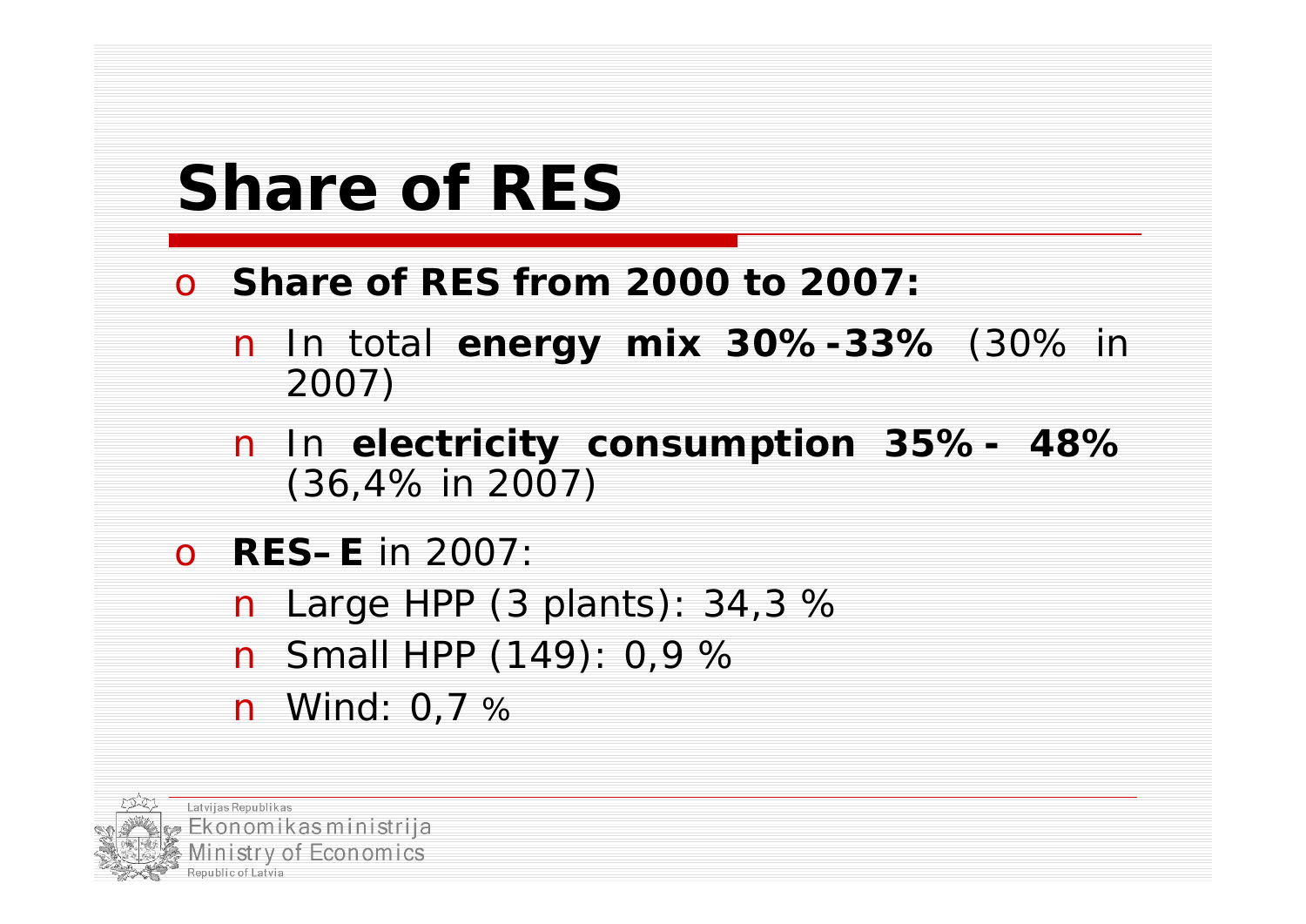# Share of RES

- **Share of RES from 2000 to 2007:**
  - In total **energy mix 30%-33%** (30% in 2007)
  - In **electricity consumption 35% - 48%** (36,4% in 2007)
- **RES–E** in 2007:
  - Large HPP (3 plants): 34,3 %
  - Small HPP (149): 0,9 %
  - Wind: 0,7 %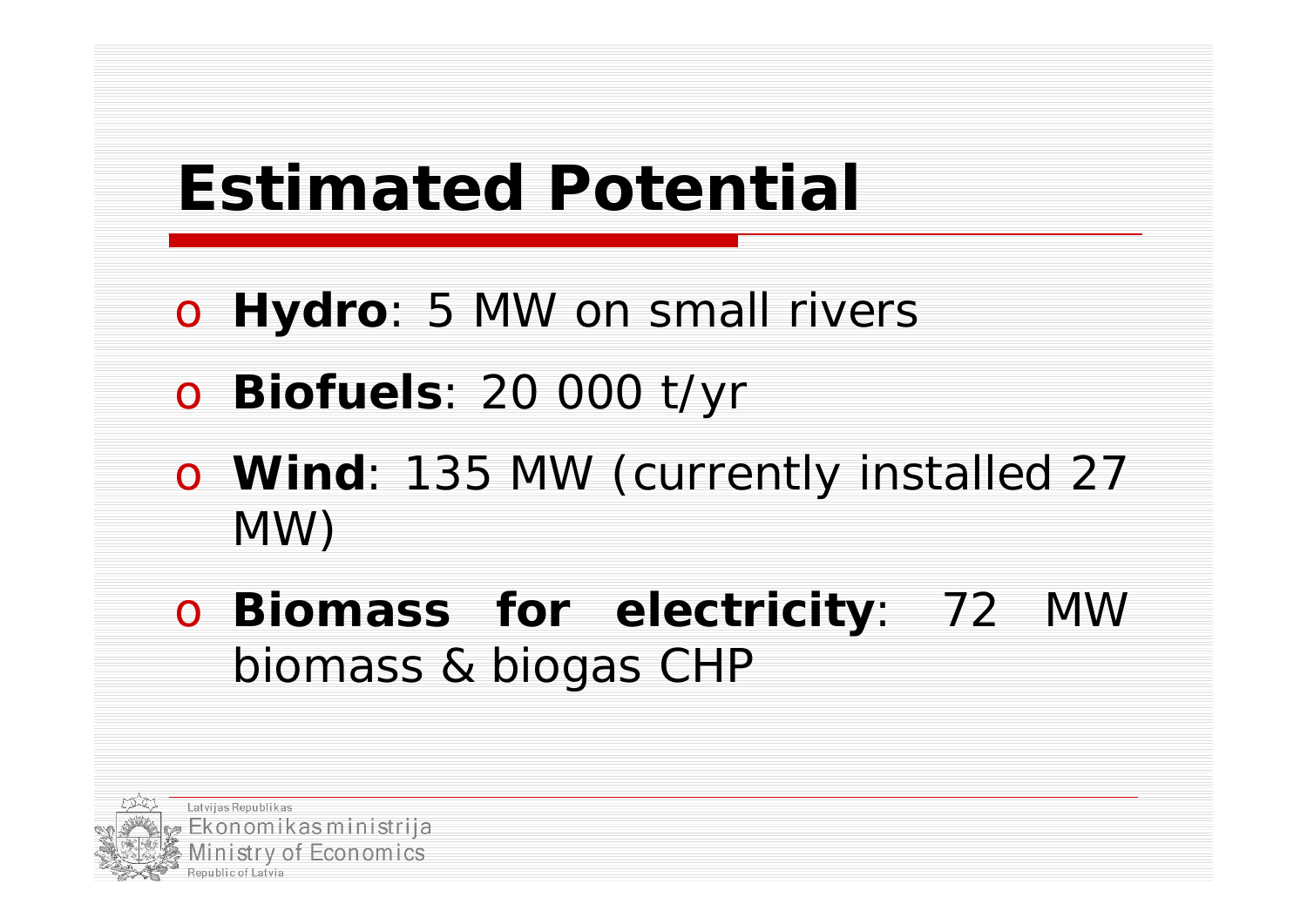# Estimated Potential

- **Hydro**: 5 MW on small rivers
- **Biofuels**: 20 000 t/yr
- **Wind**: 135 MW (currently installed 27 MW)
- **Biomass for electricity**: 72 MW biomass & biogas CHP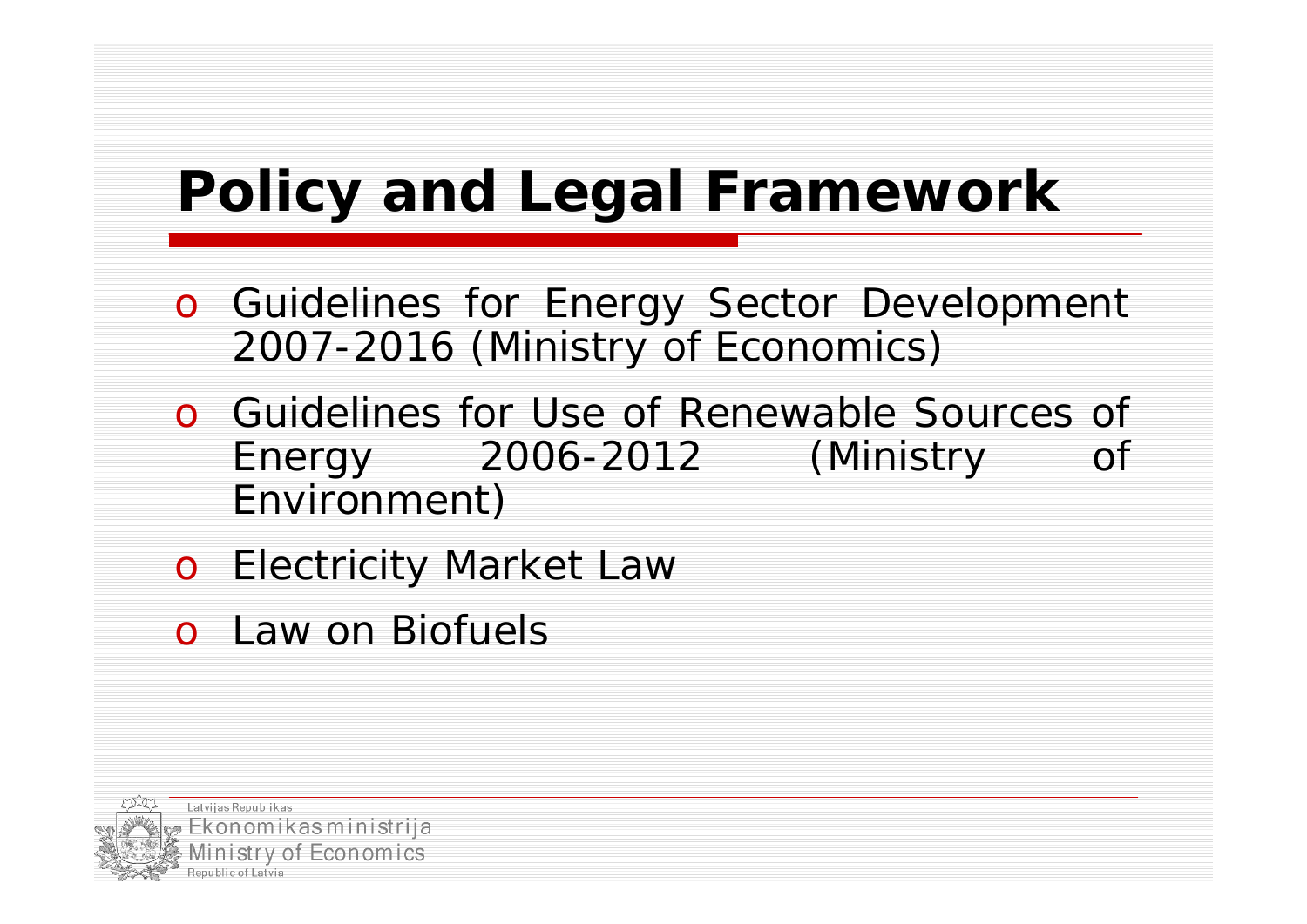# Policy and Legal Framework

- Guidelines for Energy Sector Development 2007-2016 (Ministry of Economics)
- Guidelines for Use of Renewable Sources of Energy 2006-2012 (Ministry of Environment)
- Electricity Market Law
- Law on Biofuels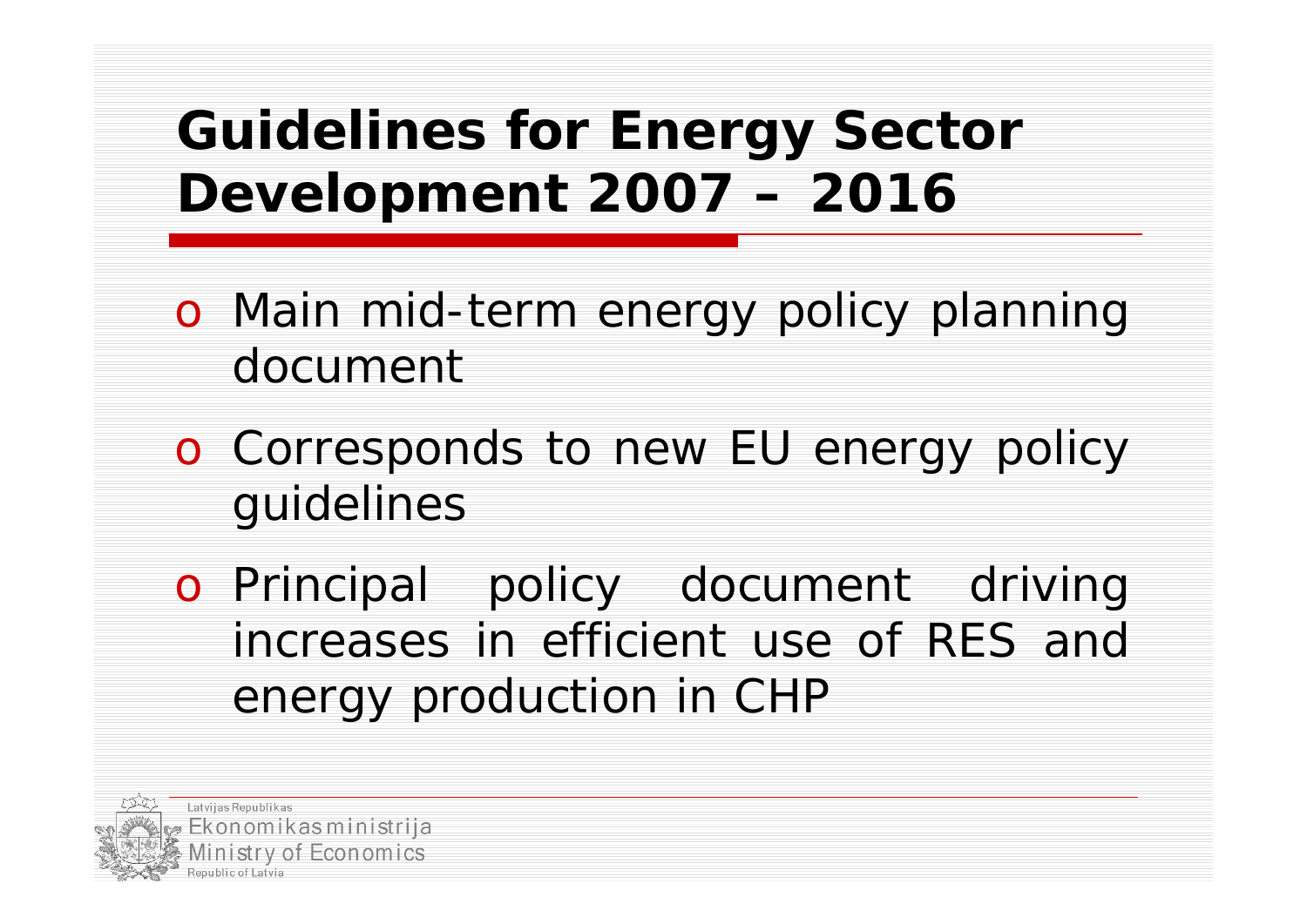# Guidelines for Energy Sector Development 2007 – 2016

- Main mid-term energy policy planning document
- Corresponds to new EU energy policy guidelines
- Principal policy document driving increases in efficient use of RES and energy production in CHP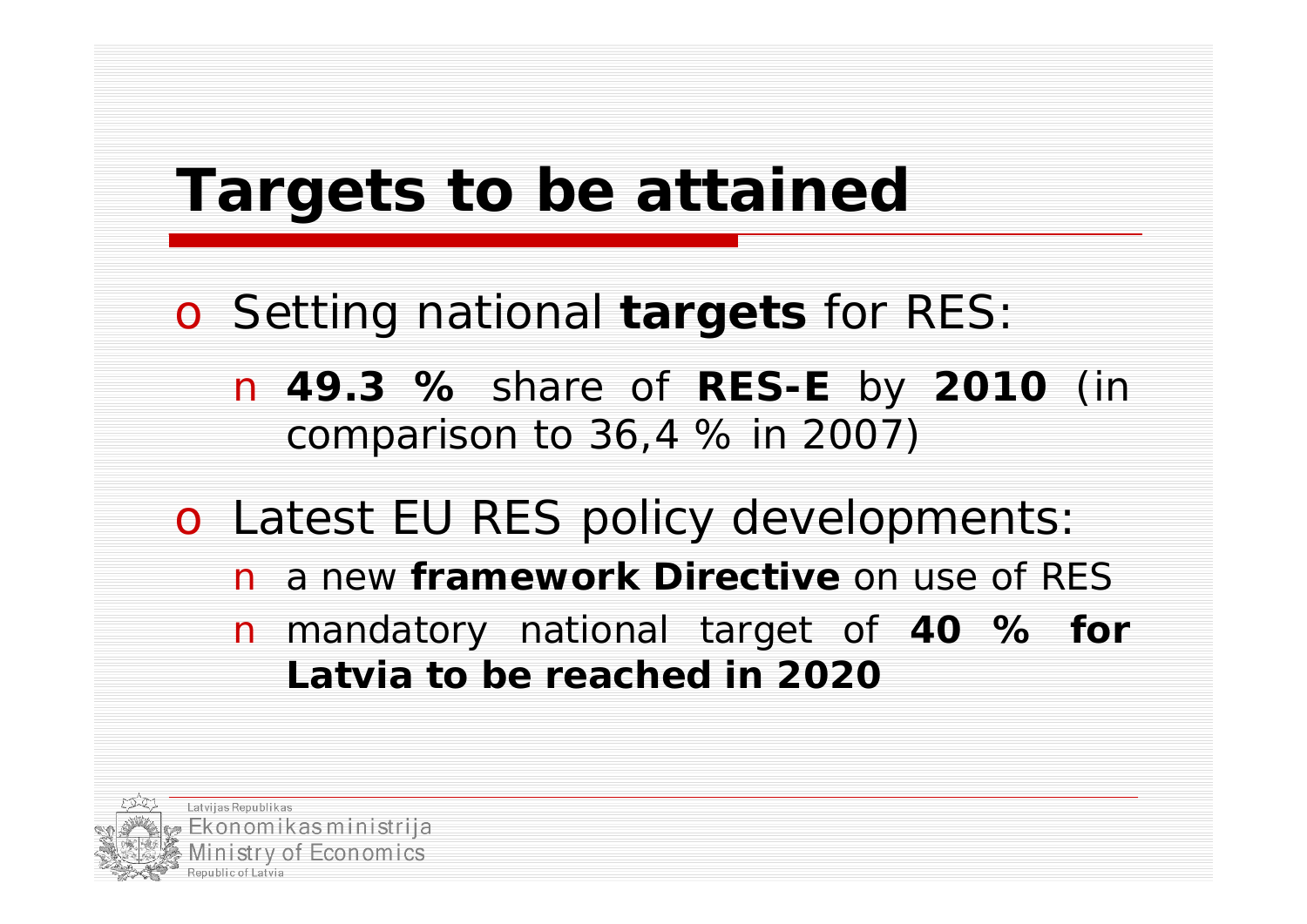# Targets to be attained

- Setting national **targets** for RES:
  - **49.3 %** share of **RES-E** by **2010** (in comparison to 36,4 % in 2007)
- Latest EU RES policy developments:
  - a new **framework Directive** on use of RES
  - mandatory national target of **40 % for Latvia to be reached in 2020**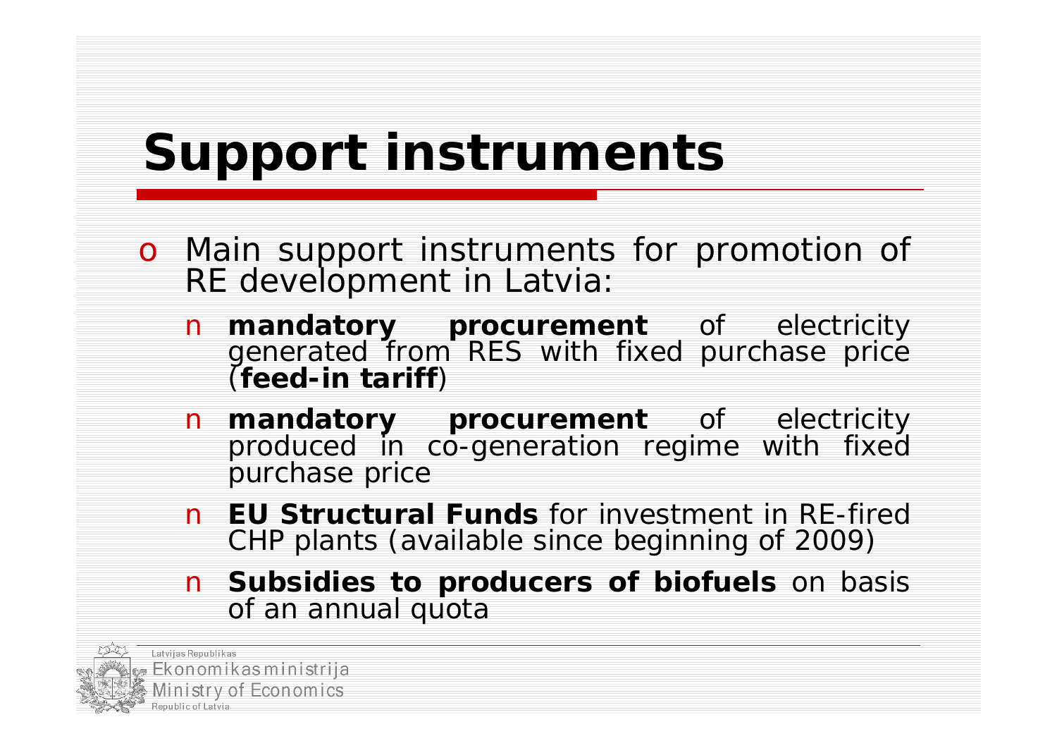# Support instruments

- Main support instruments for promotion of RE development in Latvia:
  - **mandatory procurement** of electricity generated from RES with fixed purchase price (**feed-in tariff**)
  - **mandatory procurement** of electricity produced in co-generation regime with fixed purchase price
  - **EU Structural Funds** for investment in RE-fired CHP plants (available since beginning of 2009)
  - **Subsidies to producers of biofuels** on basis of an annual quota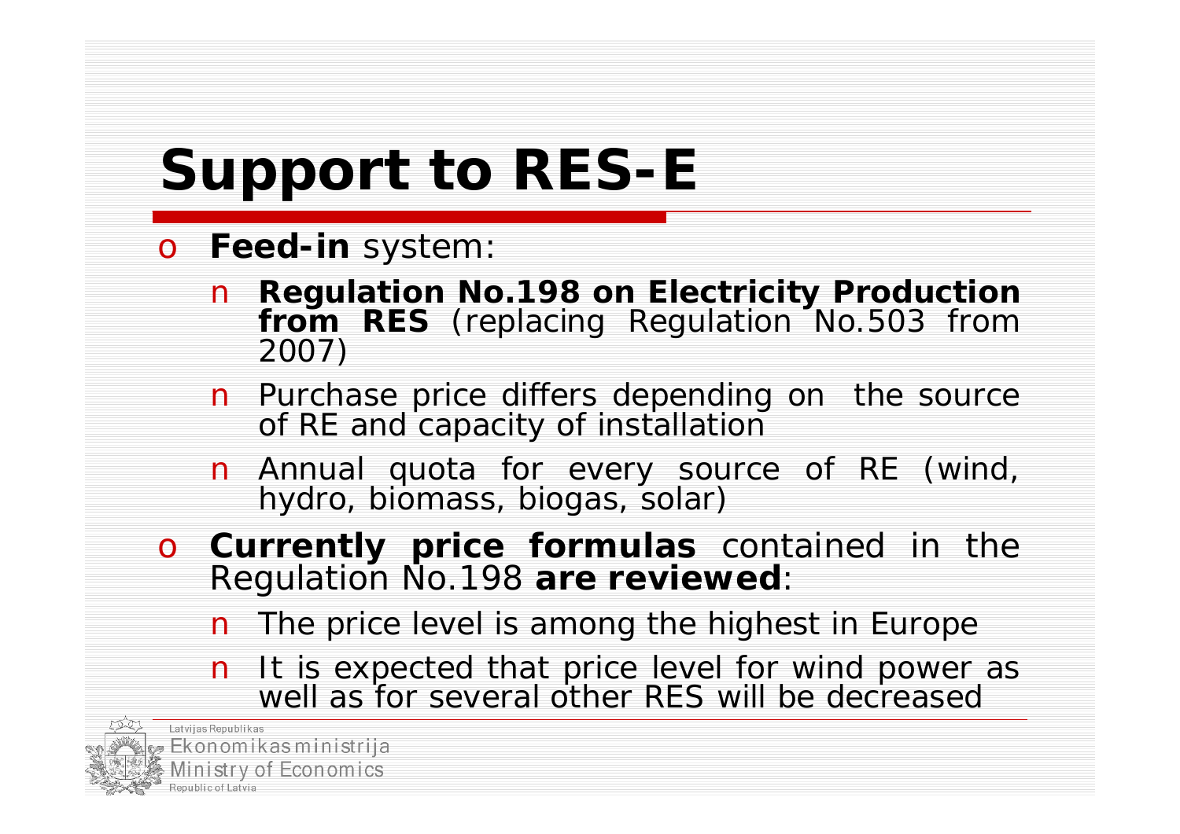# Support to RES-E

- **Feed-in** system:
  - **Regulation No.198 on Electricity Production from RES** (replacing Regulation No.503 from 2007)
  - Purchase price differs depending on the source of RE and capacity of installation
  - Annual quota for every source of RE (wind, hydro, biomass, biogas, solar)
- **Currently price formulas** contained in the Regulation No.198 **are reviewed**:
  - The price level is among the highest in Europe
  - It is expected that price level for wind power as well as for several other RES will be decreased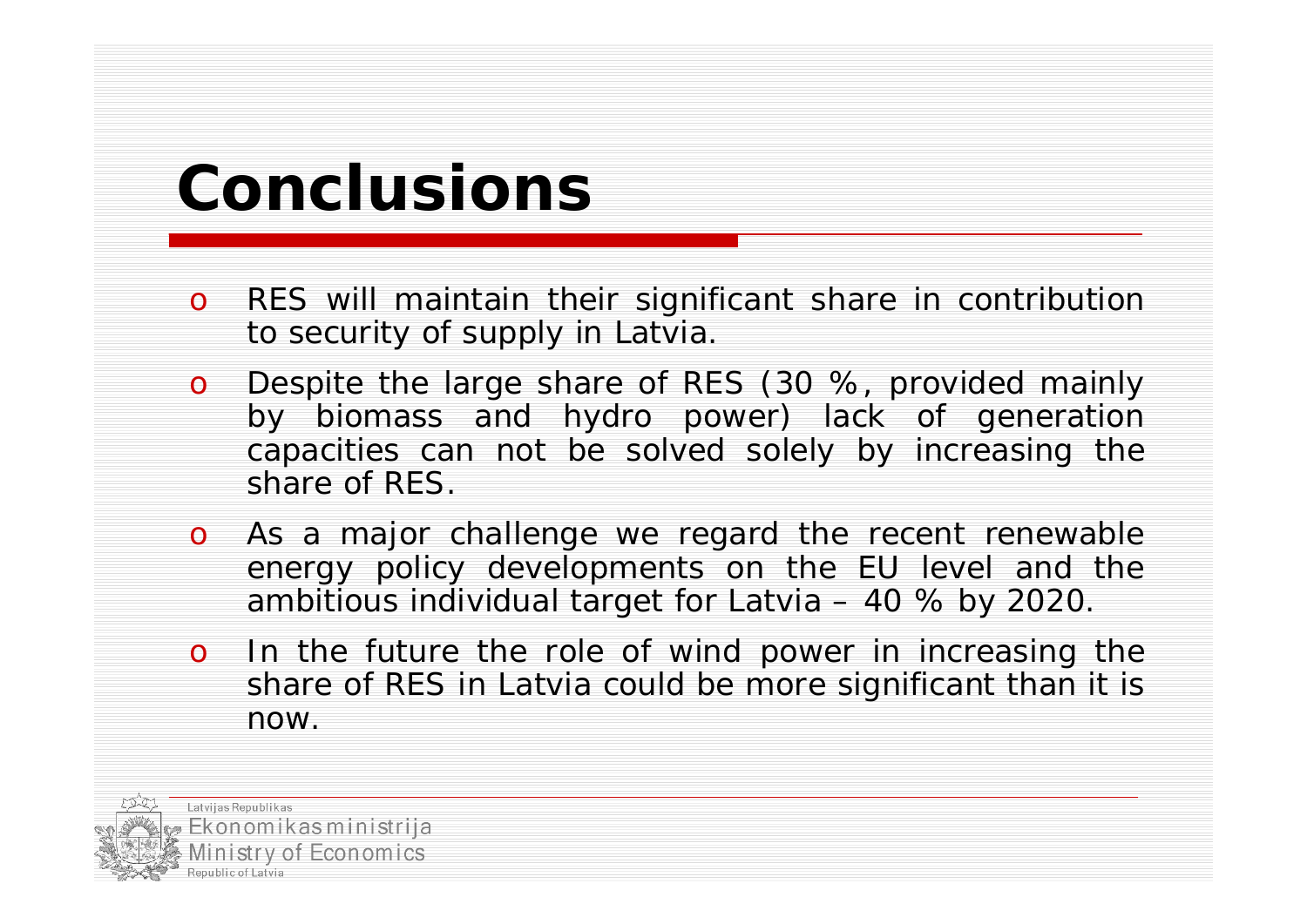# Conclusions

- RES will maintain their significant share in contribution to security of supply in Latvia.
- Despite the large share of RES (30 %, provided mainly by biomass and hydro power) lack of generation capacities can not be solved solely by increasing the share of RES.
- As a major challenge we regard the recent renewable energy policy developments on the EU level and the ambitious individual target for Latvia – 40 % by 2020.
- In the future the role of wind power in increasing the share of RES in Latvia could be more significant than it is now.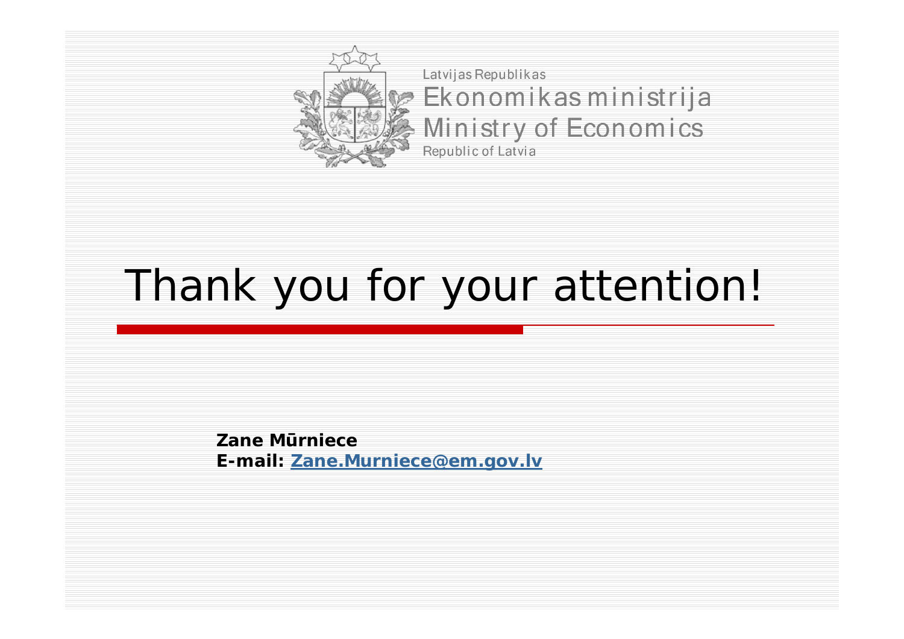Latvijas Republikas
Ekonomikas ministrija
Ministry of Economics
Republic of Latvia

# Thank you for your attention!

**Zane Mūrniece**
**E-mail: Zane.Murniece@em.gov.lv**